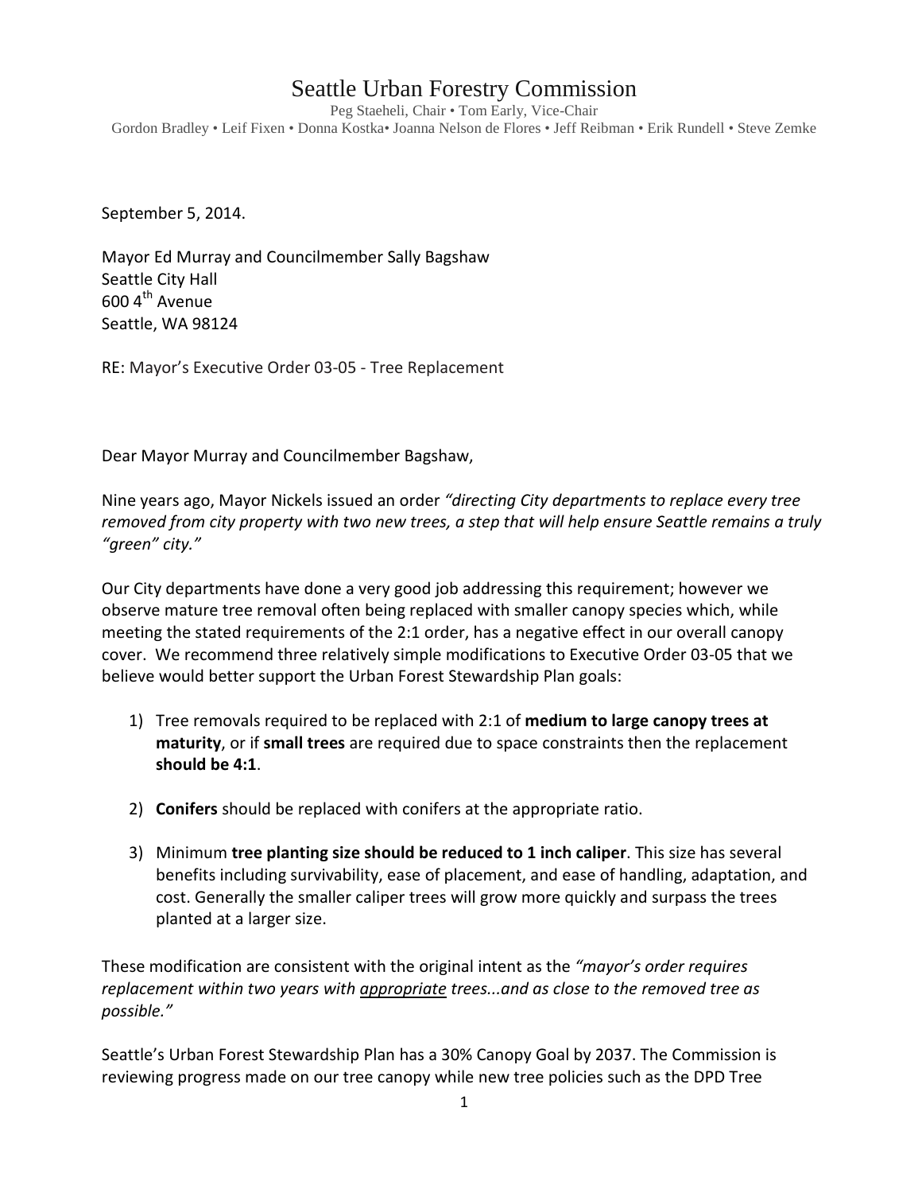# Seattle Urban Forestry Commission

Peg Staeheli, Chair • Tom Early, Vice-Chair
Gordon Bradley • Leif Fixen • Donna Kostka• Joanna Nelson de Flores • Jeff Reibman • Erik Rundell • Steve Zemke

September 5, 2014.

Mayor Ed Murray and Councilmember Sally Bagshaw
Seattle City Hall
600 4th Avenue
Seattle, WA 98124

RE: Mayor's Executive Order 03-05 - Tree Replacement

Dear Mayor Murray and Councilmember Bagshaw,

Nine years ago, Mayor Nickels issued an order *"directing City departments to replace every tree removed from city property with two new trees, a step that will help ensure Seattle remains a truly "green" city."*

Our City departments have done a very good job addressing this requirement; however we observe mature tree removal often being replaced with smaller canopy species which, while meeting the stated requirements of the 2:1 order, has a negative effect in our overall canopy cover. We recommend three relatively simple modifications to Executive Order 03-05 that we believe would better support the Urban Forest Stewardship Plan goals:

1) Tree removals required to be replaced with 2:1 of **medium to large canopy trees at maturity**, or if **small trees** are required due to space constraints then the replacement **should be 4:1**.
2) **Conifers** should be replaced with conifers at the appropriate ratio.
3) Minimum **tree planting size should be reduced to 1 inch caliper**. This size has several benefits including survivability, ease of placement, and ease of handling, adaptation, and cost. Generally the smaller caliper trees will grow more quickly and surpass the trees planted at a larger size.

These modification are consistent with the original intent as the *"mayor's order requires replacement within two years with <u>appropriate</u> trees...and as close to the removed tree as possible."*

Seattle's Urban Forest Stewardship Plan has a 30% Canopy Goal by 2037. The Commission is reviewing progress made on our tree canopy while new tree policies such as the DPD Tree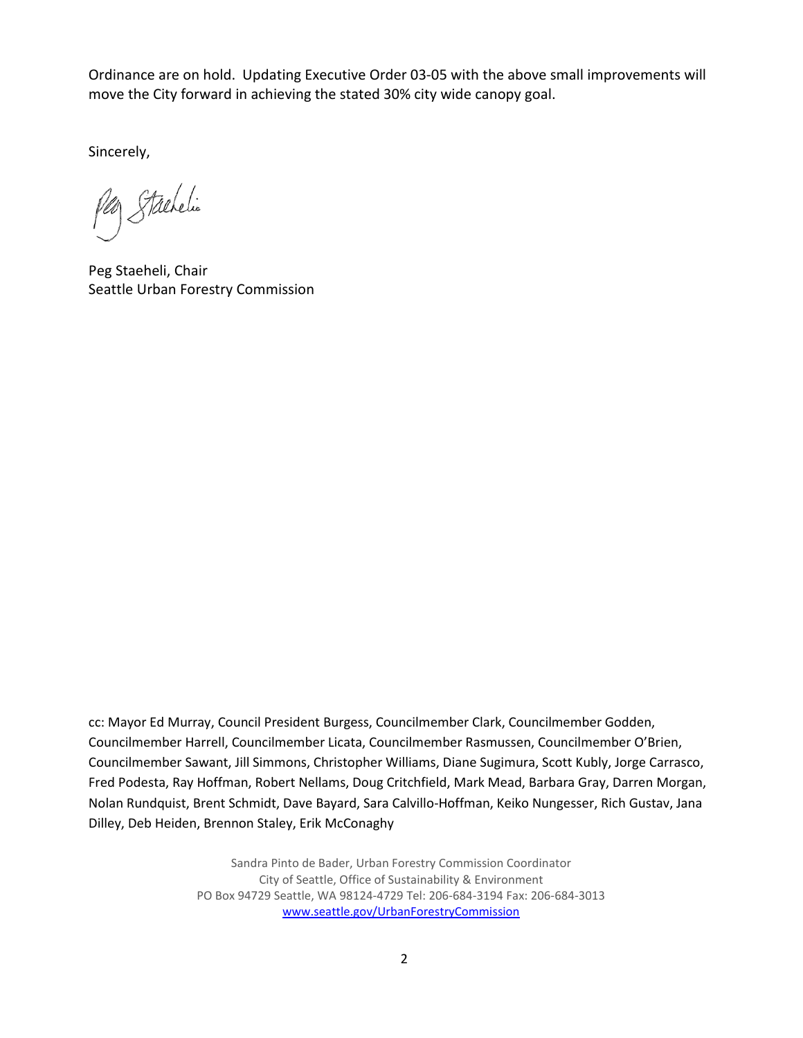Ordinance are on hold. Updating Executive Order 03-05 with the above small improvements will move the City forward in achieving the stated 30% city wide canopy goal.

Sincerely,

Peg Staeheli, Chair
Seattle Urban Forestry Commission

cc: Mayor Ed Murray, Council President Burgess, Councilmember Clark, Councilmember Godden, Councilmember Harrell, Councilmember Licata, Councilmember Rasmussen, Councilmember O'Brien, Councilmember Sawant, Jill Simmons, Christopher Williams, Diane Sugimura, Scott Kubly, Jorge Carrasco, Fred Podesta, Ray Hoffman, Robert Nellams, Doug Critchfield, Mark Mead, Barbara Gray, Darren Morgan, Nolan Rundquist, Brent Schmidt, Dave Bayard, Sara Calvillo-Hoffman, Keiko Nungesser, Rich Gustav, Jana Dilley, Deb Heiden, Brennon Staley, Erik McConaghy

Sandra Pinto de Bader, Urban Forestry Commission Coordinator
City of Seattle, Office of Sustainability & Environment
PO Box 94729 Seattle, WA 98124-4729 Tel: 206-684-3194 Fax: 206-684-3013
www.seattle.gov/UrbanForestryCommission